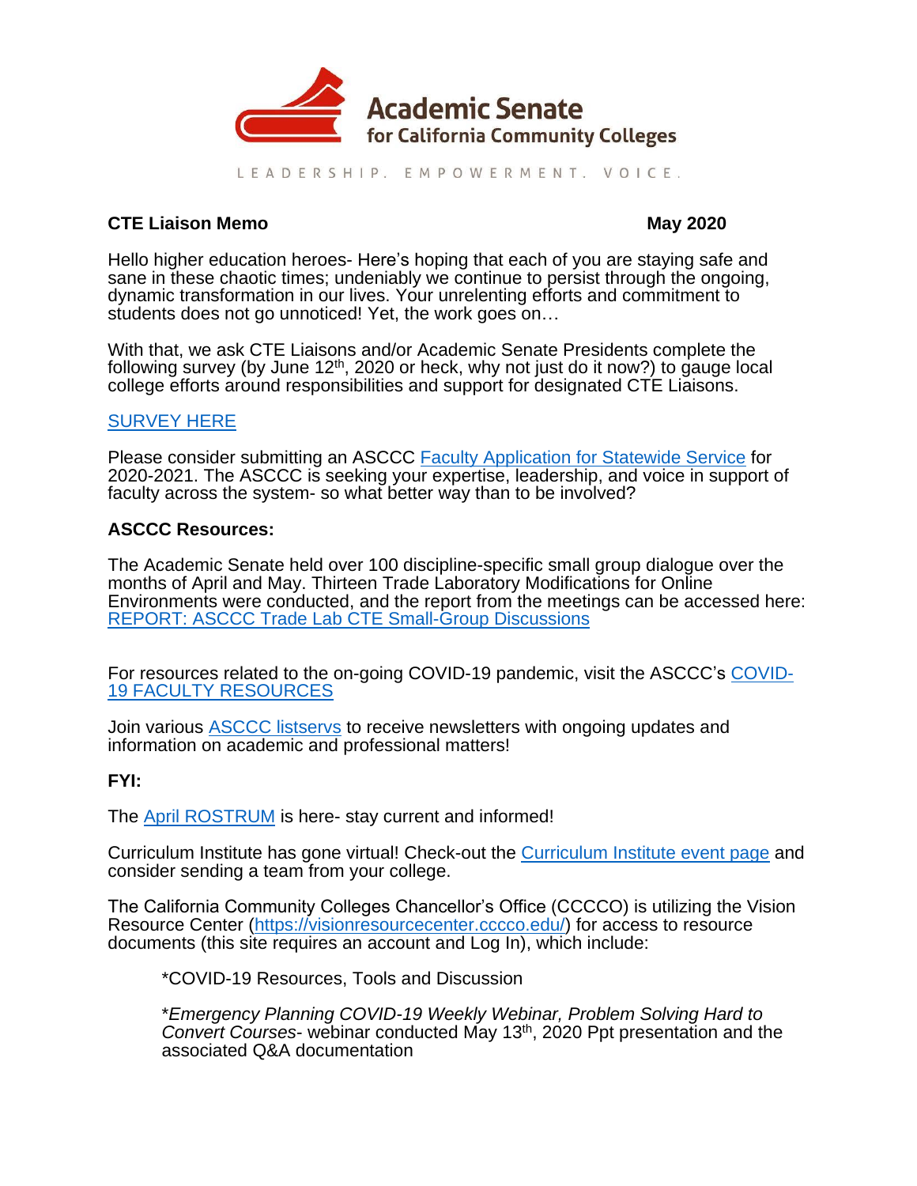Academic Senate for California Community Colleges

LEADERSHIP. EMPOWERMENT. VOICE.

**CTE Liaison Memo** **May 2020**

Hello higher education heroes- Here's hoping that each of you are staying safe and sane in these chaotic times; undeniably we continue to persist through the ongoing, dynamic transformation in our lives. Your unrelenting efforts and commitment to students does not go unnoticed! Yet, the work goes on…

With that, we ask CTE Liaisons and/or Academic Senate Presidents complete the following survey (by June 12th, 2020 or heck, why not just do it now?) to gauge local college efforts around responsibilities and support for designated CTE Liaisons.

SURVEY HERE

Please consider submitting an ASCCC Faculty Application for Statewide Service for 2020-2021. The ASCCC is seeking your expertise, leadership, and voice in support of faculty across the system- so what better way than to be involved?

**ASCCC Resources:**

The Academic Senate held over 100 discipline-specific small group dialogue over the months of April and May. Thirteen Trade Laboratory Modifications for Online Environments were conducted, and the report from the meetings can be accessed here: REPORT: ASCCC Trade Lab CTE Small-Group Discussions

For resources related to the on-going COVID-19 pandemic, visit the ASCCC's COVID-19 FACULTY RESOURCES

Join various ASCCC listservs to receive newsletters with ongoing updates and information on academic and professional matters!

**FYI:**

The April ROSTRUM is here- stay current and informed!

Curriculum Institute has gone virtual! Check-out the Curriculum Institute event page and consider sending a team from your college.

The California Community Colleges Chancellor's Office (CCCCO) is utilizing the Vision Resource Center (https://visionresourcecenter.cccco.edu/) for access to resource documents (this site requires an account and Log In), which include:

*COVID-19 Resources, Tools and Discussion

**Emergency Planning COVID-19 Weekly Webinar, Problem Solving Hard to Convert Courses*- webinar conducted May 13th, 2020 Ppt presentation and the associated Q&A documentation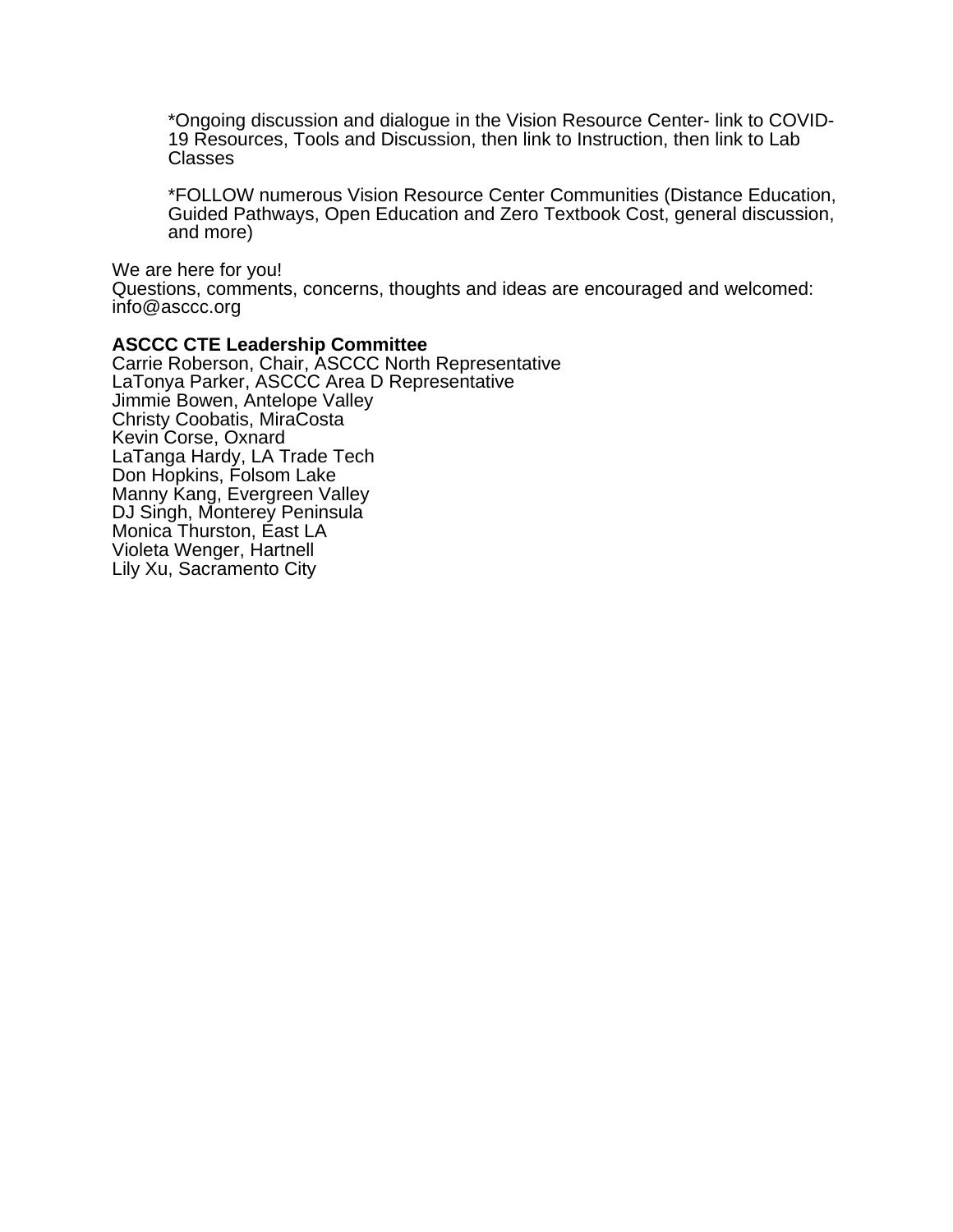*Ongoing discussion and dialogue in the Vision Resource Center- link to COVID-19 Resources, Tools and Discussion, then link to Instruction, then link to Lab Classes

*FOLLOW numerous Vision Resource Center Communities (Distance Education, Guided Pathways, Open Education and Zero Textbook Cost, general discussion, and more)

We are here for you!
Questions, comments, concerns, thoughts and ideas are encouraged and welcomed: info@asccc.org

**ASCCC CTE Leadership Committee**
Carrie Roberson, Chair, ASCCC North Representative
LaTonya Parker, ASCCC Area D Representative
Jimmie Bowen, Antelope Valley
Christy Coobatis, MiraCosta
Kevin Corse, Oxnard
LaTanga Hardy, LA Trade Tech
Don Hopkins, Folsom Lake
Manny Kang, Evergreen Valley
DJ Singh, Monterey Peninsula
Monica Thurston, East LA
Violeta Wenger, Hartnell
Lily Xu, Sacramento City